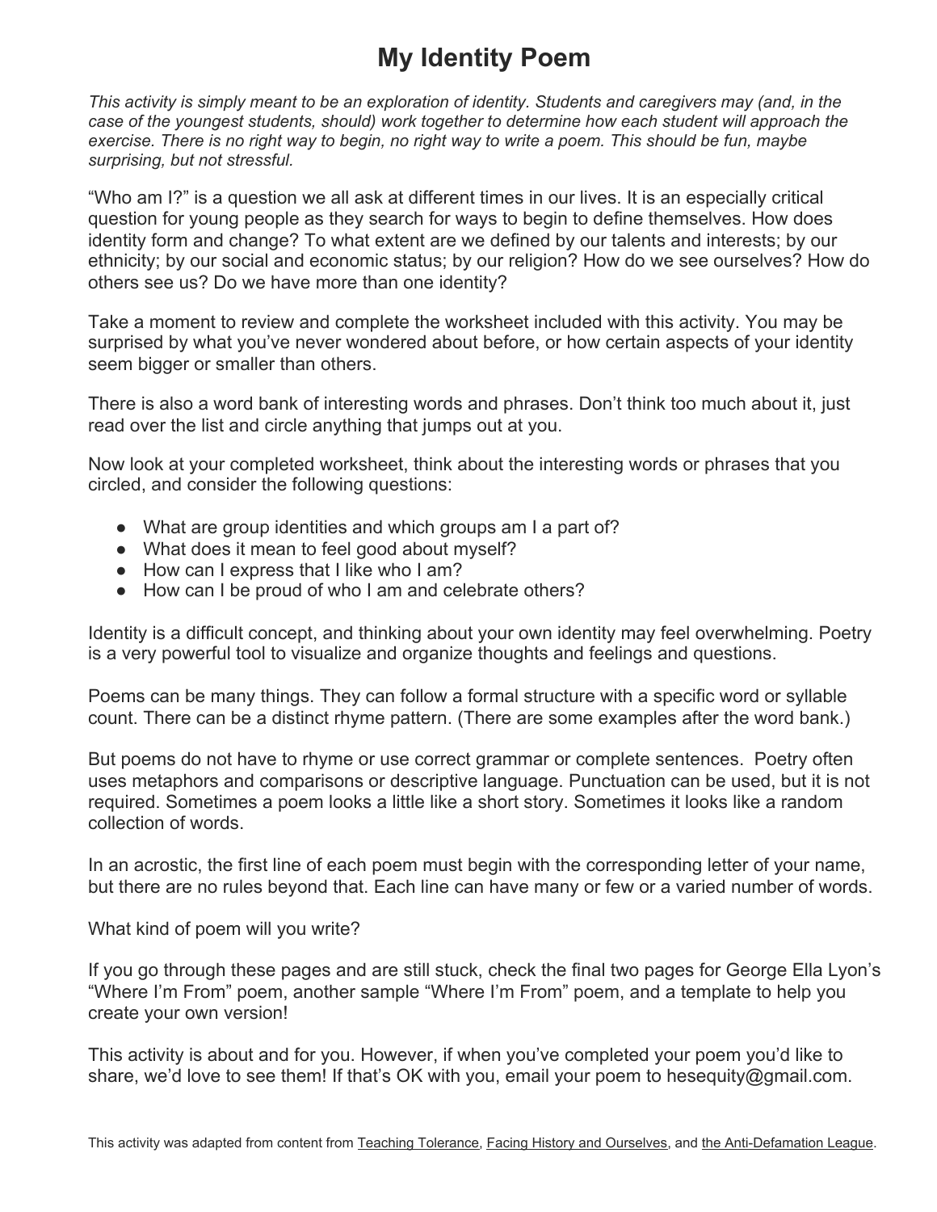# My Identity Poem

*This activity is simply meant to be an exploration of identity. Students and caregivers may (and, in the case of the youngest students, should) work together to determine how each student will approach the exercise. There is no right way to begin, no right way to write a poem. This should be fun, maybe surprising, but not stressful.*

"Who am I?" is a question we all ask at different times in our lives. It is an especially critical question for young people as they search for ways to begin to define themselves. How does identity form and change? To what extent are we defined by our talents and interests; by our ethnicity; by our social and economic status; by our religion? How do we see ourselves? How do others see us? Do we have more than one identity?

Take a moment to review and complete the worksheet included with this activity. You may be surprised by what you've never wondered about before, or how certain aspects of your identity seem bigger or smaller than others.

There is also a word bank of interesting words and phrases. Don't think too much about it, just read over the list and circle anything that jumps out at you.

Now look at your completed worksheet, think about the interesting words or phrases that you circled, and consider the following questions:

- What are group identities and which groups am I a part of?
- What does it mean to feel good about myself?
- How can I express that I like who I am?
- How can I be proud of who I am and celebrate others?

Identity is a difficult concept, and thinking about your own identity may feel overwhelming. Poetry is a very powerful tool to visualize and organize thoughts and feelings and questions.

Poems can be many things. They can follow a formal structure with a specific word or syllable count. There can be a distinct rhyme pattern. (There are some examples after the word bank.)

But poems do not have to rhyme or use correct grammar or complete sentences. Poetry often uses metaphors and comparisons or descriptive language. Punctuation can be used, but it is not required. Sometimes a poem looks a little like a short story. Sometimes it looks like a random collection of words.

In an acrostic, the first line of each poem must begin with the corresponding letter of your name, but there are no rules beyond that. Each line can have many or few or a varied number of words.

What kind of poem will you write?

If you go through these pages and are still stuck, check the final two pages for George Ella Lyon's "Where I'm From" poem, another sample "Where I'm From" poem, and a template to help you create your own version!

This activity is about and for you. However, if when you've completed your poem you'd like to share, we'd love to see them! If that's OK with you, email your poem to hesequity@gmail.com.

This activity was adapted from content from Teaching Tolerance, Facing History and Ourselves, and the Anti-Defamation League.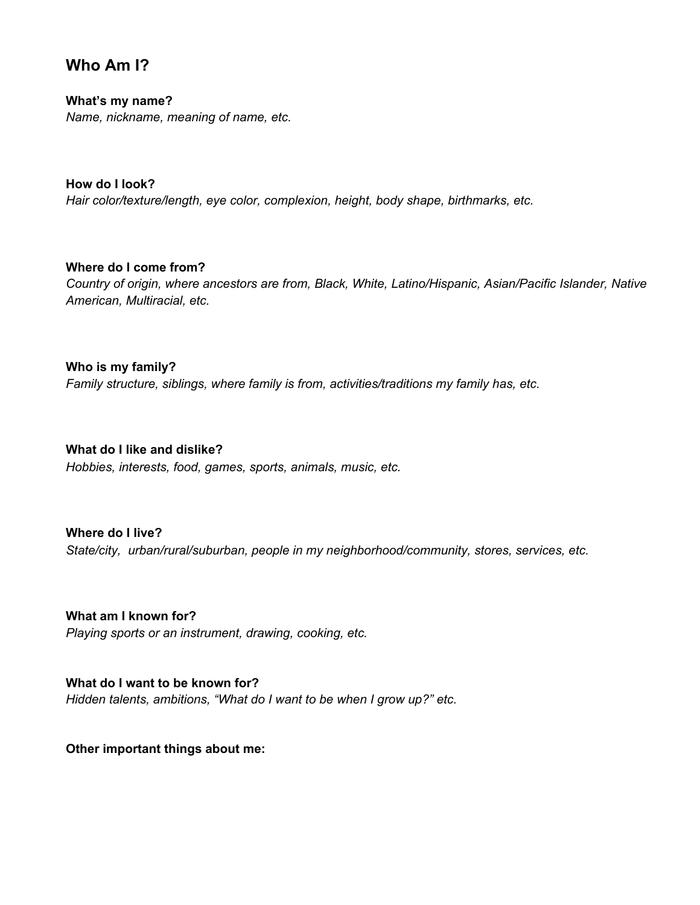## Who Am I?

**What's my name?**
*Name, nickname, meaning of name, etc.*

**How do I look?**
*Hair color/texture/length, eye color, complexion, height, body shape, birthmarks, etc.*

**Where do I come from?**
*Country of origin, where ancestors are from, Black, White, Latino/Hispanic, Asian/Pacific Islander, Native American, Multiracial, etc.*

**Who is my family?**
*Family structure, siblings, where family is from, activities/traditions my family has, etc.*

**What do I like and dislike?**
*Hobbies, interests, food, games, sports, animals, music, etc.*

**Where do I live?**
*State/city, urban/rural/suburban, people in my neighborhood/community, stores, services, etc.*

**What am I known for?**
*Playing sports or an instrument, drawing, cooking, etc.*

**What do I want to be known for?**
*Hidden talents, ambitions, "What do I want to be when I grow up?" etc.*

**Other important things about me:**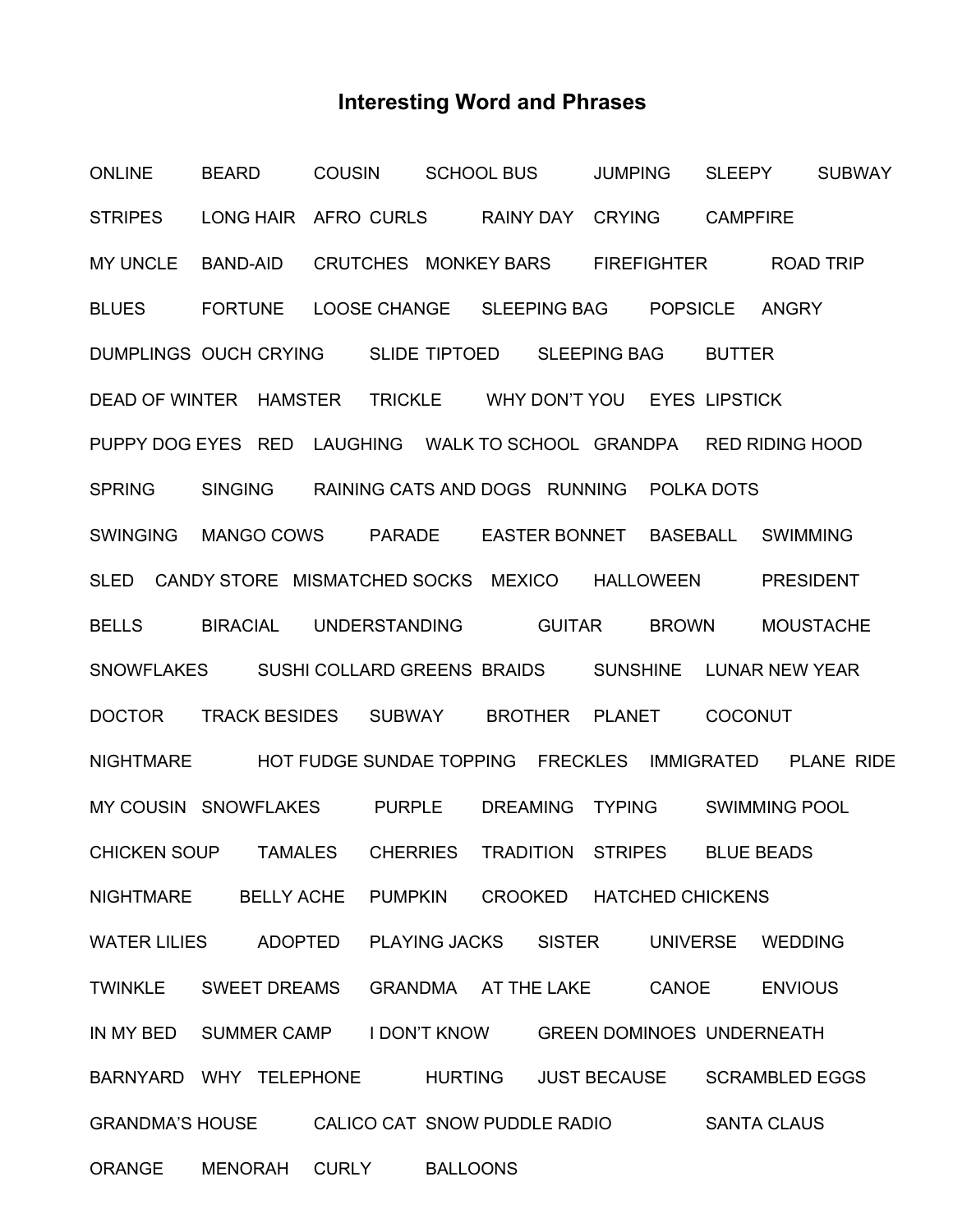# Interesting Word and Phrases

ONLINE BEARD COUSIN SCHOOL BUS JUMPING SLEEPY SUBWAY

STRIPES LONG HAIR AFRO CURLS RAINY DAY CRYING CAMPFIRE

MY UNCLE BAND-AID CRUTCHES MONKEY BARS FIREFIGHTER ROAD TRIP

BLUES FORTUNE LOOSE CHANGE SLEEPING BAG POPSICLE ANGRY

DUMPLINGS OUCH CRYING SLIDE TIPTOED SLEEPING BAG BUTTER

DEAD OF WINTER HAMSTER TRICKLE WHY DON'T YOU EYES LIPSTICK

PUPPY DOG EYES RED LAUGHING WALK TO SCHOOL GRANDPA RED RIDING HOOD

SPRING SINGING RAINING CATS AND DOGS RUNNING POLKA DOTS

SWINGING MANGO COWS PARADE EASTER BONNET BASEBALL SWIMMING

SLED CANDY STORE MISMATCHED SOCKS MEXICO HALLOWEEN PRESIDENT

BELLS BIRACIAL UNDERSTANDING GUITAR BROWN MOUSTACHE

SNOWFLAKES SUSHI COLLARD GREENS BRAIDS SUNSHINE LUNAR NEW YEAR

DOCTOR TRACK BESIDES SUBWAY BROTHER PLANET COCONUT

NIGHTMARE HOT FUDGE SUNDAE TOPPING FRECKLES IMMIGRATED PLANE RIDE

MY COUSIN SNOWFLAKES PURPLE DREAMING TYPING SWIMMING POOL

CHICKEN SOUP TAMALES CHERRIES TRADITION STRIPES BLUE BEADS

NIGHTMARE BELLY ACHE PUMPKIN CROOKED HATCHED CHICKENS

WATER LILIES ADOPTED PLAYING JACKS SISTER UNIVERSE WEDDING

TWINKLE SWEET DREAMS GRANDMA AT THE LAKE CANOE ENVIOUS

IN MY BED SUMMER CAMP I DON'T KNOW GREEN DOMINOES UNDERNEATH

BARNYARD WHY TELEPHONE HURTING JUST BECAUSE SCRAMBLED EGGS

GRANDMA'S HOUSE CALICO CAT SNOW PUDDLE RADIO SANTA CLAUS

ORANGE MENORAH CURLY BALLOONS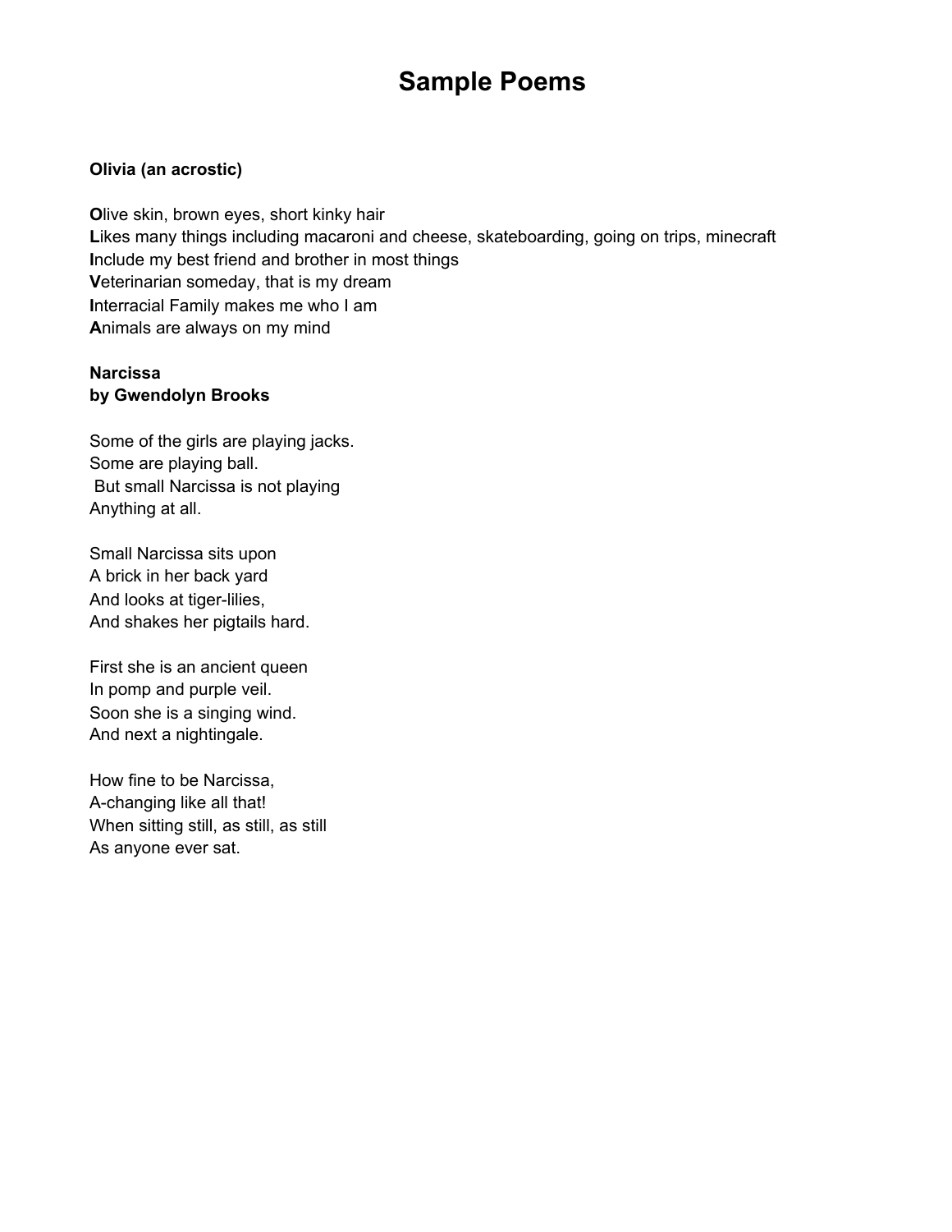# Sample Poems

**Olivia (an acrostic)**

**O**live skin, brown eyes, short kinky hair
**L**ikes many things including macaroni and cheese, skateboarding, going on trips, minecraft
**I**nclude my best friend and brother in most things
**V**eterinarian someday, that is my dream
**I**nterracial Family makes me who I am
**A**nimals are always on my mind

**Narcissa**
**by Gwendolyn Brooks**

Some of the girls are playing jacks.
Some are playing ball.
But small Narcissa is not playing
Anything at all.

Small Narcissa sits upon
A brick in her back yard
And looks at tiger-lilies,
And shakes her pigtails hard.

First she is an ancient queen
In pomp and purple veil.
Soon she is a singing wind.
And next a nightingale.

How fine to be Narcissa,
A-changing like all that!
When sitting still, as still, as still
As anyone ever sat.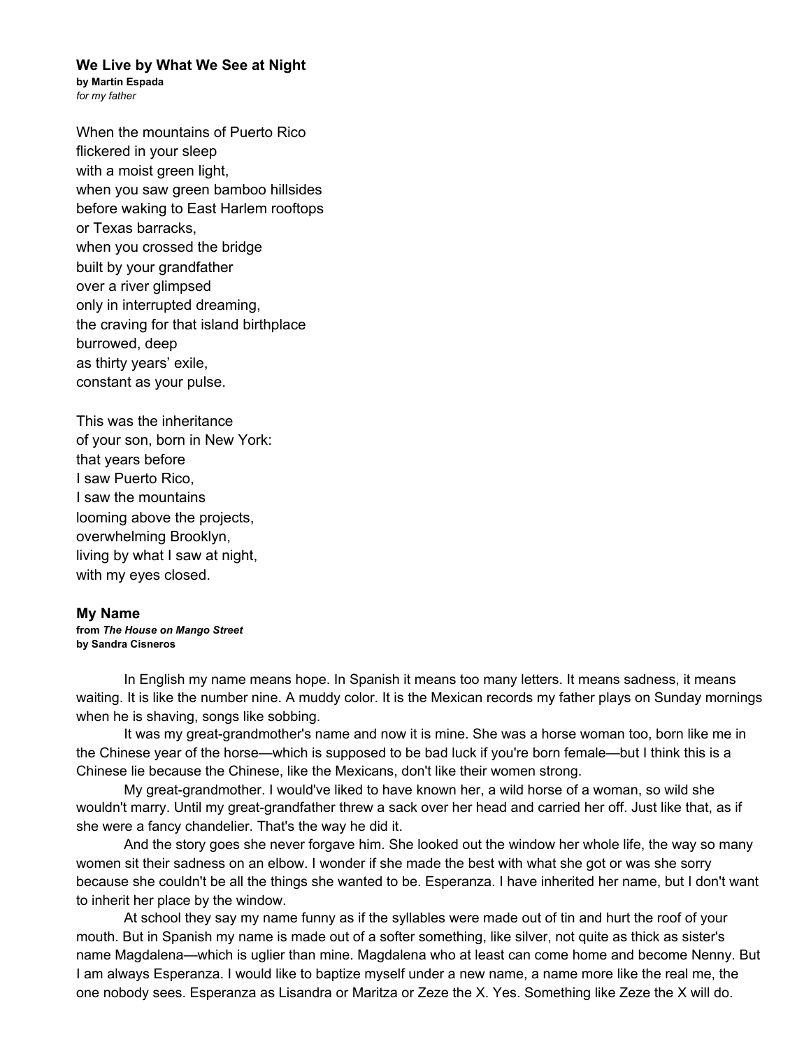**We Live by What We See at Night**
**by Martín Espada**
*for my father*

When the mountains of Puerto Rico
flickered in your sleep
with a moist green light,
when you saw green bamboo hillsides
before waking to East Harlem rooftops
or Texas barracks,
when you crossed the bridge
built by your grandfather
over a river glimpsed
only in interrupted dreaming,
the craving for that island birthplace
burrowed, deep
as thirty years' exile,
constant as your pulse.

This was the inheritance
of your son, born in New York:
that years before
I saw Puerto Rico,
I saw the mountains
looming above the projects,
overwhelming Brooklyn,
living by what I saw at night,
with my eyes closed.

**My Name**
**from *The House on Mango Street***
**by Sandra Cisneros**

In English my name means hope. In Spanish it means too many letters. It means sadness, it means waiting. It is like the number nine. A muddy color. It is the Mexican records my father plays on Sunday mornings when he is shaving, songs like sobbing.

It was my great-grandmother's name and now it is mine. She was a horse woman too, born like me in the Chinese year of the horse—which is supposed to be bad luck if you're born female—but I think this is a Chinese lie because the Chinese, like the Mexicans, don't like their women strong.

My great-grandmother. I would've liked to have known her, a wild horse of a woman, so wild she wouldn't marry. Until my great-grandfather threw a sack over her head and carried her off. Just like that, as if she were a fancy chandelier. That's the way he did it.

And the story goes she never forgave him. She looked out the window her whole life, the way so many women sit their sadness on an elbow. I wonder if she made the best with what she got or was she sorry because she couldn't be all the things she wanted to be. Esperanza. I have inherited her name, but I don't want to inherit her place by the window.

At school they say my name funny as if the syllables were made out of tin and hurt the roof of your mouth. But in Spanish my name is made out of a softer something, like silver, not quite as thick as sister's name Magdalena—which is uglier than mine. Magdalena who at least can come home and become Nenny. But I am always Esperanza. I would like to baptize myself under a new name, a name more like the real me, the one nobody sees. Esperanza as Lisandra or Maritza or Zeze the X. Yes. Something like Zeze the X will do.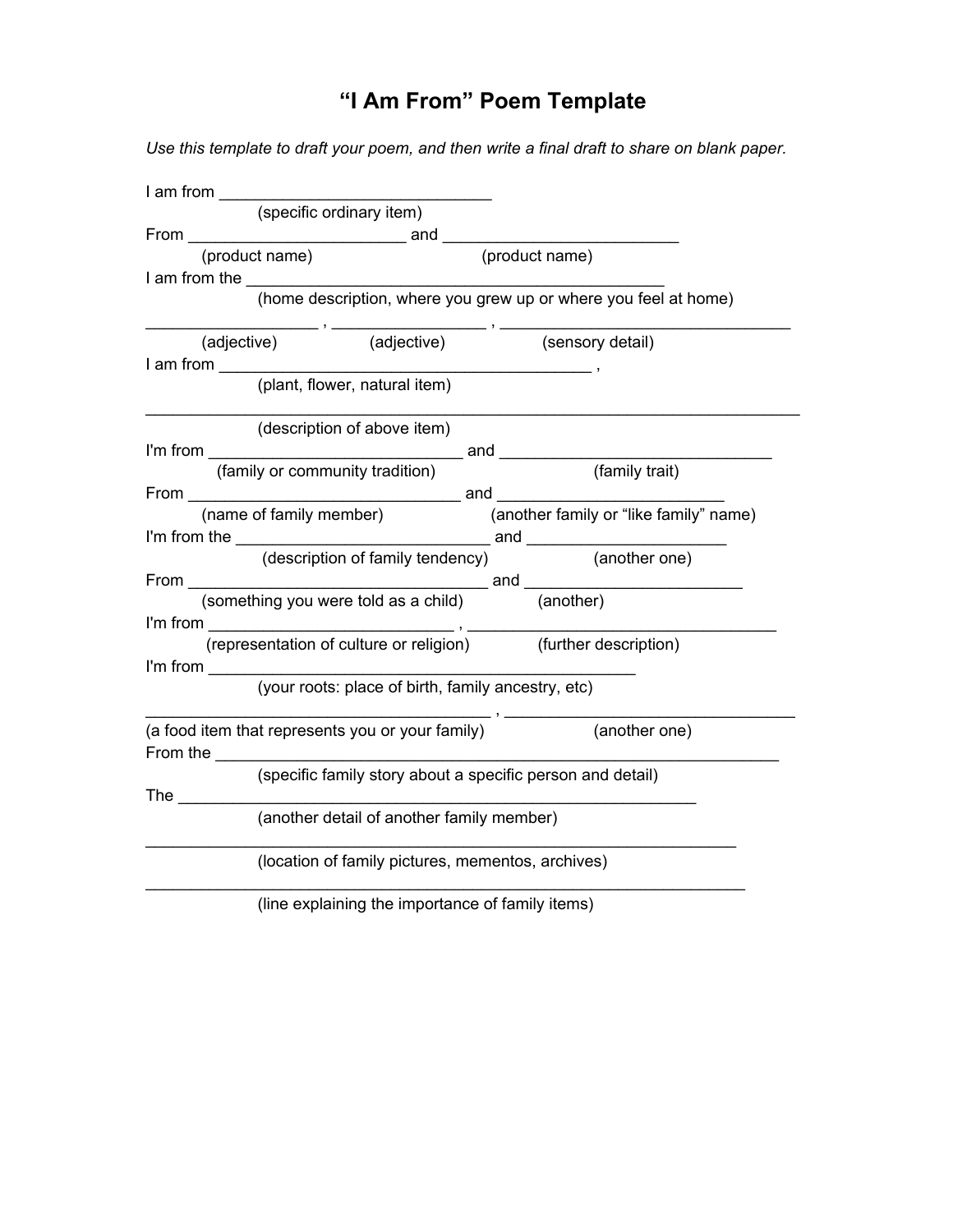# "I Am From" Poem Template

*Use this template to draft your poem, and then write a final draft to share on blank paper.*

I am from ______________________________
(specific ordinary item)

From ________________________ and ___________________________
(product name) (product name)

I am from the _______________________________________________
(home description, where you grew up or where you feel at home)

__________________ , _________________ , _________________________________
(adjective) (adjective) (sensory detail)

I am from __________________________________________ ,
(plant, flower, natural item)

__________________________________________________________________________
(description of above item)

I'm from ____________________________ and ______________________________
(family or community tradition) (family trait)

From ______________________________ and _________________________
(name of family member) (another family or "like family" name)

I'm from the ____________________________ and ______________________
(description of family tendency) (another one)

From _________________________________ and ________________________
(something you were told as a child) (another)

I'm from ___________________________ , __________________________________
(representation of culture or religion) (further description)

I'm from ________________________________________________
(your roots: place of birth, family ancestry, etc)

_____________________________________ , _________________________________
(a food item that represents you or your family) (another one)

From the ______________________________________________________________
(specific family story about a specific person and detail)

The __________________________________________________________
(another detail of another family member)

___________________________________________________________________
(location of family pictures, mementos, archives)

____________________________________________________________________
(line explaining the importance of family items)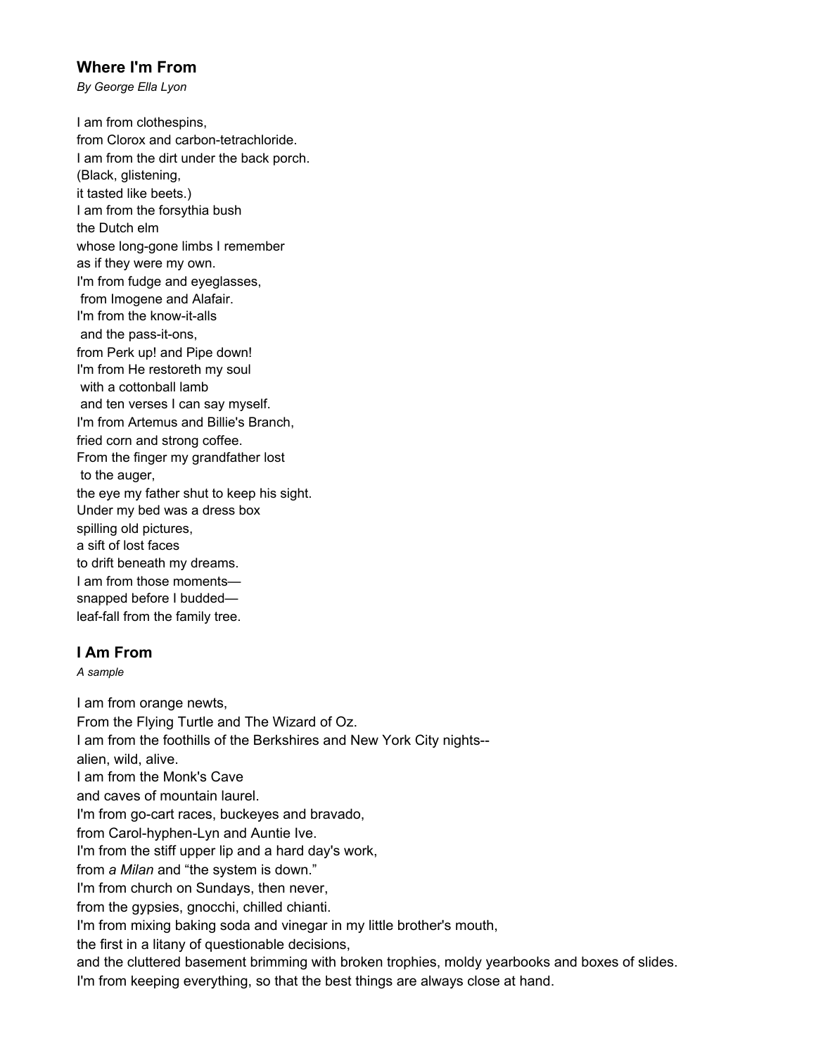## Where I'm From

*By George Ella Lyon*

I am from clothespins,
from Clorox and carbon-tetrachloride.
I am from the dirt under the back porch.
(Black, glistening,
it tasted like beets.)
I am from the forsythia bush
the Dutch elm
whose long-gone limbs I remember
as if they were my own.
I'm from fudge and eyeglasses,
from Imogene and Alafair.
I'm from the know-it-alls
and the pass-it-ons,
from Perk up! and Pipe down!
I'm from He restoreth my soul
with a cottonball lamb
and ten verses I can say myself.
I'm from Artemus and Billie's Branch,
fried corn and strong coffee.
From the finger my grandfather lost
to the auger,
the eye my father shut to keep his sight.
Under my bed was a dress box
spilling old pictures,
a sift of lost faces
to drift beneath my dreams.
I am from those moments—
snapped before I budded—
leaf-fall from the family tree.

## I Am From

*A sample*

I am from orange newts,
From the Flying Turtle and The Wizard of Oz.
I am from the foothills of the Berkshires and New York City nights--
alien, wild, alive.
I am from the Monk's Cave
and caves of mountain laurel.
I'm from go-cart races, buckeyes and bravado,
from Carol-hyphen-Lyn and Auntie Ive.
I'm from the stiff upper lip and a hard day's work,
from *a Milan* and "the system is down."
I'm from church on Sundays, then never,
from the gypsies, gnocchi, chilled chianti.
I'm from mixing baking soda and vinegar in my little brother's mouth,
the first in a litany of questionable decisions,
and the cluttered basement brimming with broken trophies, moldy yearbooks and boxes of slides.
I'm from keeping everything, so that the best things are always close at hand.